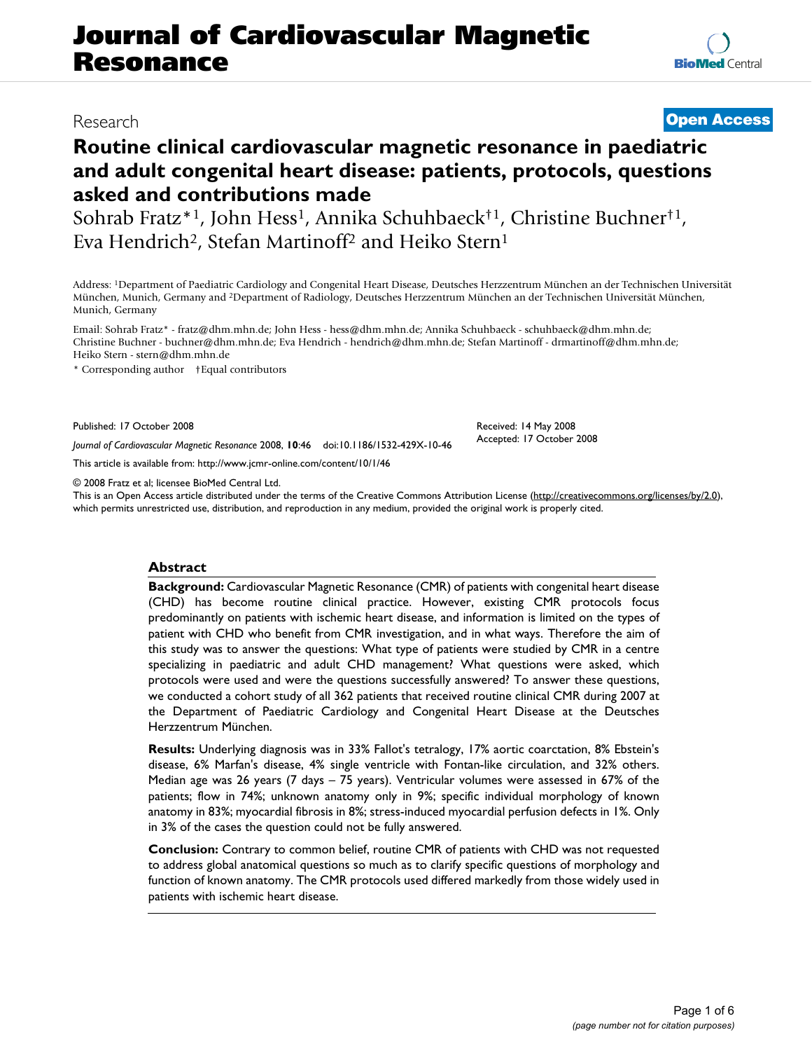# Routine clinical cardiovascular magnetic resonance in paediatric and adult congenital heart disease: patients, protocols, questions asked and contributions made

Research — **Open Access**

Sohrab Fratz*[1], John Hess[1], Annika Schuhbaeck†[1], Christine Buchner†[1], Eva Hendrich[2], Stefan Martinoff[2] and Heiko Stern[1]

Address: [1]Department of Paediatric Cardiology and Congenital Heart Disease, Deutsches Herzzentrum München an der Technischen Universität München, Munich, Germany and [2]Department of Radiology, Deutsches Herzzentrum München an der Technischen Universität München, Munich, Germany

Email: Sohrab Fratz* - fratz@dhm.mhn.de; John Hess - hess@dhm.mhn.de; Annika Schuhbaeck - schuhbaeck@dhm.mhn.de; Christine Buchner - buchner@dhm.mhn.de; Eva Hendrich - hendrich@dhm.mhn.de; Stefan Martinoff - drmartinoff@dhm.mhn.de; Heiko Stern - stern@dhm.mhn.de

\* Corresponding author †Equal contributors

Published: 17 October 2008

*Journal of Cardiovascular Magnetic Resonance* 2008, **10**:46 doi:10.1186/1532-429X-10-46

Received: 14 May 2008
Accepted: 17 October 2008

This article is available from: http://www.jcmr-online.com/content/10/1/46

© 2008 Fratz et al; licensee BioMed Central Ltd.
This is an Open Access article distributed under the terms of the Creative Commons Attribution License (http://creativecommons.org/licenses/by/2.0), which permits unrestricted use, distribution, and reproduction in any medium, provided the original work is properly cited.

## Abstract

**Background:** Cardiovascular Magnetic Resonance (CMR) of patients with congenital heart disease (CHD) has become routine clinical practice. However, existing CMR protocols focus predominantly on patients with ischemic heart disease, and information is limited on the types of patient with CHD who benefit from CMR investigation, and in what ways. Therefore the aim of this study was to answer the questions: What type of patients were studied by CMR in a centre specializing in paediatric and adult CHD management? What questions were asked, which protocols were used and were the questions successfully answered? To answer these questions, we conducted a cohort study of all 362 patients that received routine clinical CMR during 2007 at the Department of Paediatric Cardiology and Congenital Heart Disease at the Deutsches Herzzentrum München.

**Results:** Underlying diagnosis was in 33% Fallot's tetralogy, 17% aortic coarctation, 8% Ebstein's disease, 6% Marfan's disease, 4% single ventricle with Fontan-like circulation, and 32% others. Median age was 26 years (7 days – 75 years). Ventricular volumes were assessed in 67% of the patients; flow in 74%; unknown anatomy only in 9%; specific individual morphology of known anatomy in 83%; myocardial fibrosis in 8%; stress-induced myocardial perfusion defects in 1%. Only in 3% of the cases the question could not be fully answered.

**Conclusion:** Contrary to common belief, routine CMR of patients with CHD was not requested to address global anatomical questions so much as to clarify specific questions of morphology and function of known anatomy. The CMR protocols used differed markedly from those widely used in patients with ischemic heart disease.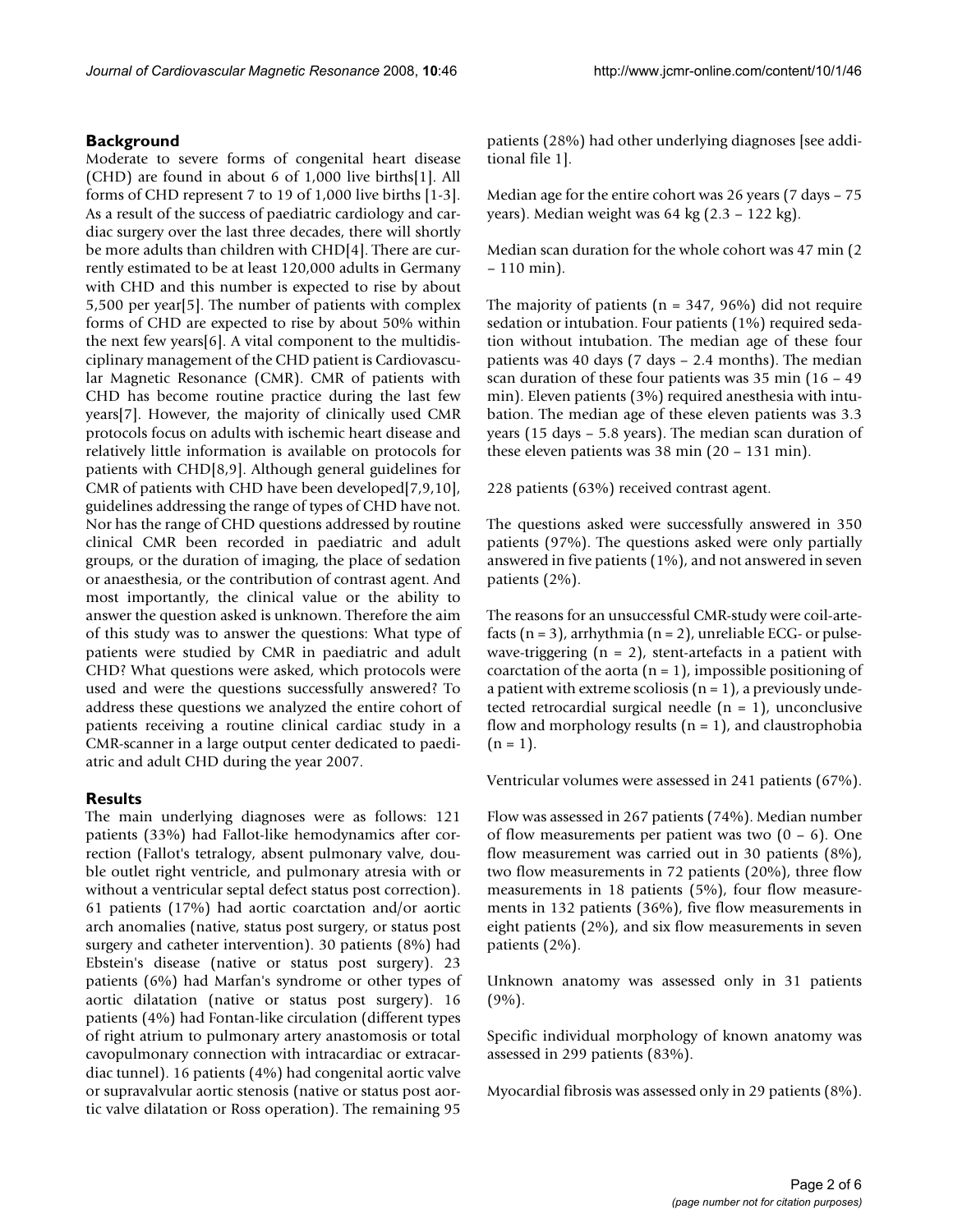## Background

Moderate to severe forms of congenital heart disease (CHD) are found in about 6 of 1,000 live births[1]. All forms of CHD represent 7 to 19 of 1,000 live births [1-3]. As a result of the success of paediatric cardiology and cardiac surgery over the last three decades, there will shortly be more adults than children with CHD[4]. There are currently estimated to be at least 120,000 adults in Germany with CHD and this number is expected to rise by about 5,500 per year[5]. The number of patients with complex forms of CHD are expected to rise by about 50% within the next few years[6]. A vital component to the multidisciplinary management of the CHD patient is Cardiovascular Magnetic Resonance (CMR). CMR of patients with CHD has become routine practice during the last few years[7]. However, the majority of clinically used CMR protocols focus on adults with ischemic heart disease and relatively little information is available on protocols for patients with CHD[8,9]. Although general guidelines for CMR of patients with CHD have been developed[7,9,10], guidelines addressing the range of types of CHD have not. Nor has the range of CHD questions addressed by routine clinical CMR been recorded in paediatric and adult groups, or the duration of imaging, the place of sedation or anaesthesia, or the contribution of contrast agent. And most importantly, the clinical value or the ability to answer the question asked is unknown. Therefore the aim of this study was to answer the questions: What type of patients were studied by CMR in paediatric and adult CHD? What questions were asked, which protocols were used and were the questions successfully answered? To address these questions we analyzed the entire cohort of patients receiving a routine clinical cardiac study in a CMR-scanner in a large output center dedicated to paediatric and adult CHD during the year 2007.

## Results

The main underlying diagnoses were as follows: 121 patients (33%) had Fallot-like hemodynamics after correction (Fallot's tetralogy, absent pulmonary valve, double outlet right ventricle, and pulmonary atresia with or without a ventricular septal defect status post correction). 61 patients (17%) had aortic coarctation and/or aortic arch anomalies (native, status post surgery, or status post surgery and catheter intervention). 30 patients (8%) had Ebstein's disease (native or status post surgery). 23 patients (6%) had Marfan's syndrome or other types of aortic dilatation (native or status post surgery). 16 patients (4%) had Fontan-like circulation (different types of right atrium to pulmonary artery anastomosis or total cavopulmonary connection with intracardiac or extracardiac tunnel). 16 patients (4%) had congenital aortic valve or supravalvular aortic stenosis (native or status post aortic valve dilatation or Ross operation). The remaining 95 patients (28%) had other underlying diagnoses [see additional file 1].

Median age for the entire cohort was 26 years (7 days – 75 years). Median weight was 64 kg (2.3 – 122 kg).

Median scan duration for the whole cohort was 47 min (2 – 110 min).

The majority of patients (n = 347, 96%) did not require sedation or intubation. Four patients (1%) required sedation without intubation. The median age of these four patients was 40 days (7 days – 2.4 months). The median scan duration of these four patients was 35 min (16 – 49 min). Eleven patients (3%) required anesthesia with intubation. The median age of these eleven patients was 3.3 years (15 days – 5.8 years). The median scan duration of these eleven patients was 38 min (20 – 131 min).

228 patients (63%) received contrast agent.

The questions asked were successfully answered in 350 patients (97%). The questions asked were only partially answered in five patients (1%), and not answered in seven patients (2%).

The reasons for an unsuccessful CMR-study were coil-artefacts (n = 3), arrhythmia (n = 2), unreliable ECG- or pulse-wave-triggering (n = 2), stent-artefacts in a patient with coarctation of the aorta (n = 1), impossible positioning of a patient with extreme scoliosis (n = 1), a previously undetected retrocardial surgical needle (n = 1), unconclusive flow and morphology results (n = 1), and claustrophobia (n = 1).

Ventricular volumes were assessed in 241 patients (67%).

Flow was assessed in 267 patients (74%). Median number of flow measurements per patient was two (0 – 6). One flow measurement was carried out in 30 patients (8%), two flow measurements in 72 patients (20%), three flow measurements in 18 patients (5%), four flow measurements in 132 patients (36%), five flow measurements in eight patients (2%), and six flow measurements in seven patients (2%).

Unknown anatomy was assessed only in 31 patients (9%).

Specific individual morphology of known anatomy was assessed in 299 patients (83%).

Myocardial fibrosis was assessed only in 29 patients (8%).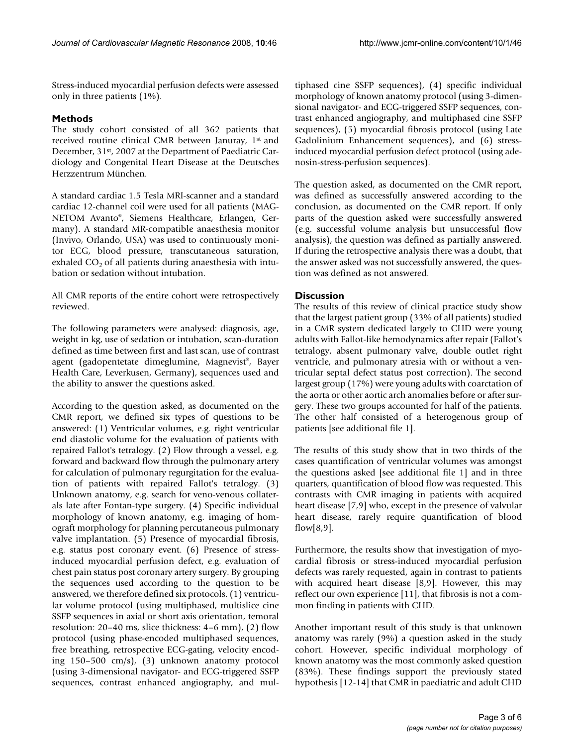Stress-induced myocardial perfusion defects were assessed only in three patients (1%).

## Methods

The study cohort consisted of all 362 patients that received routine clinical CMR between Januray, 1st and December, 31st, 2007 at the Department of Paediatric Cardiology and Congenital Heart Disease at the Deutsches Herzzentrum München.

A standard cardiac 1.5 Tesla MRI-scanner and a standard cardiac 12-channel coil were used for all patients (MAGNETOM Avanto®, Siemens Healthcare, Erlangen, Germany). A standard MR-compatible anaesthesia monitor (Invivo, Orlando, USA) was used to continuously monitor ECG, blood pressure, transcutaneous saturation, exhaled $CO_2$ of all patients during anaesthesia with intubation or sedation without intubation.

All CMR reports of the entire cohort were retrospectively reviewed.

The following parameters were analysed: diagnosis, age, weight in kg, use of sedation or intubation, scan-duration defined as time between first and last scan, use of contrast agent (gadopentetate dimeglumine, Magnevist®, Bayer Health Care, Leverkusen, Germany), sequences used and the ability to answer the questions asked.

According to the question asked, as documented on the CMR report, we defined six types of questions to be answered: (1) Ventricular volumes, e.g. right ventricular end diastolic volume for the evaluation of patients with repaired Fallot's tetralogy. (2) Flow through a vessel, e.g. forward and backward flow through the pulmonary artery for calculation of pulmonary regurgitation for the evaluation of patients with repaired Fallot's tetralogy. (3) Unknown anatomy, e.g. search for veno-venous collaterals late after Fontan-type surgery. (4) Specific individual morphology of known anatomy, e.g. imaging of homograft morphology for planning percutaneous pulmonary valve implantation. (5) Presence of myocardial fibrosis, e.g. status post coronary event. (6) Presence of stress-induced myocardial perfusion defect, e.g. evaluation of chest pain status post coronary artery surgery. By grouping the sequences used according to the question to be answered, we therefore defined six protocols. (1) ventricular volume protocol (using multiphased, multislice cine SSFP sequences in axial or short axis orientation, temoral resolution: 20–40 ms, slice thickness: 4–6 mm), (2) flow protocol (using phase-encoded multiphased sequences, free breathing, retrospective ECG-gating, velocity encoding 150–500 cm/s), (3) unknown anatomy protocol (using 3-dimensional navigator- and ECG-triggered SSFP sequences, contrast enhanced angiography, and multiphased cine SSFP sequences), (4) specific individual morphology of known anatomy protocol (using 3-dimensional navigator- and ECG-triggered SSFP sequences, contrast enhanced angiography, and multiphased cine SSFP sequences), (5) myocardial fibrosis protocol (using Late Gadolinium Enhancement sequences), and (6) stress-induced myocardial perfusion defect protocol (using adenosin-stress-perfusion sequences).

The question asked, as documented on the CMR report, was defined as successfully answered according to the conclusion, as documented on the CMR report. If only parts of the question asked were successfully answered (e.g. successful volume analysis but unsuccessful flow analysis), the question was defined as partially answered. If during the retrospective analysis there was a doubt, that the answer asked was not successfully answered, the question was defined as not answered.

## Discussion

The results of this review of clinical practice study show that the largest patient group (33% of all patients) studied in a CMR system dedicated largely to CHD were young adults with Fallot-like hemodynamics after repair (Fallot's tetralogy, absent pulmonary valve, double outlet right ventricle, and pulmonary atresia with or without a ventricular septal defect status post correction). The second largest group (17%) were young adults with coarctation of the aorta or other aortic arch anomalies before or after surgery. These two groups accounted for half of the patients. The other half consisted of a heterogenous group of patients [see additional file 1].

The results of this study show that in two thirds of the cases quantification of ventricular volumes was amongst the questions asked [see additional file 1] and in three quarters, quantification of blood flow was requested. This contrasts with CMR imaging in patients with acquired heart disease [7,9] who, except in the presence of valvular heart disease, rarely require quantification of blood flow[8,9].

Furthermore, the results show that investigation of myocardial fibrosis or stress-induced myocardial perfusion defects was rarely requested, again in contrast to patients with acquired heart disease [8,9]. However, this may reflect our own experience [11], that fibrosis is not a common finding in patients with CHD.

Another important result of this study is that unknown anatomy was rarely (9%) a question asked in the study cohort. However, specific individual morphology of known anatomy was the most commonly asked question (83%). These findings support the previously stated hypothesis [12-14] that CMR in paediatric and adult CHD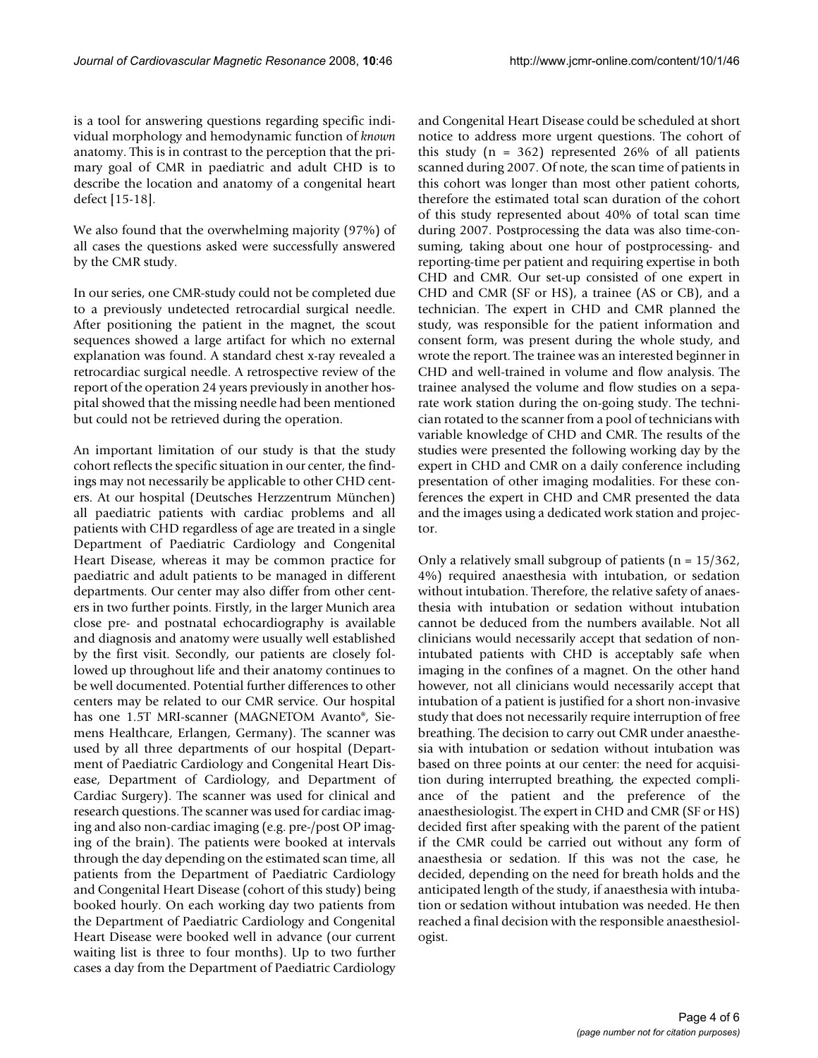is a tool for answering questions regarding specific individual morphology and hemodynamic function of *known* anatomy. This is in contrast to the perception that the primary goal of CMR in paediatric and adult CHD is to describe the location and anatomy of a congenital heart defect [15-18].

We also found that the overwhelming majority (97%) of all cases the questions asked were successfully answered by the CMR study.

In our series, one CMR-study could not be completed due to a previously undetected retrocardial surgical needle. After positioning the patient in the magnet, the scout sequences showed a large artifact for which no external explanation was found. A standard chest x-ray revealed a retrocardiac surgical needle. A retrospective review of the report of the operation 24 years previously in another hospital showed that the missing needle had been mentioned but could not be retrieved during the operation.

An important limitation of our study is that the study cohort reflects the specific situation in our center, the findings may not necessarily be applicable to other CHD centers. At our hospital (Deutsches Herzzentrum München) all paediatric patients with cardiac problems and all patients with CHD regardless of age are treated in a single Department of Paediatric Cardiology and Congenital Heart Disease, whereas it may be common practice for paediatric and adult patients to be managed in different departments. Our center may also differ from other centers in two further points. Firstly, in the larger Munich area close pre- and postnatal echocardiography is available and diagnosis and anatomy were usually well established by the first visit. Secondly, our patients are closely followed up throughout life and their anatomy continues to be well documented. Potential further differences to other centers may be related to our CMR service. Our hospital has one 1.5T MRI-scanner (MAGNETOM Avanto®, Siemens Healthcare, Erlangen, Germany). The scanner was used by all three departments of our hospital (Department of Paediatric Cardiology and Congenital Heart Disease, Department of Cardiology, and Department of Cardiac Surgery). The scanner was used for clinical and research questions. The scanner was used for cardiac imaging and also non-cardiac imaging (e.g. pre-/post OP imaging of the brain). The patients were booked at intervals through the day depending on the estimated scan time, all patients from the Department of Paediatric Cardiology and Congenital Heart Disease (cohort of this study) being booked hourly. On each working day two patients from the Department of Paediatric Cardiology and Congenital Heart Disease were booked well in advance (our current waiting list is three to four months). Up to two further cases a day from the Department of Paediatric Cardiology and Congenital Heart Disease could be scheduled at short notice to address more urgent questions. The cohort of this study (n = 362) represented 26% of all patients scanned during 2007. Of note, the scan time of patients in this cohort was longer than most other patient cohorts, therefore the estimated total scan duration of the cohort of this study represented about 40% of total scan time during 2007. Postprocessing the data was also time-consuming, taking about one hour of postprocessing- and reporting-time per patient and requiring expertise in both CHD and CMR. Our set-up consisted of one expert in CHD and CMR (SF or HS), a trainee (AS or CB), and a technician. The expert in CHD and CMR planned the study, was responsible for the patient information and consent form, was present during the whole study, and wrote the report. The trainee was an interested beginner in CHD and well-trained in volume and flow analysis. The trainee analysed the volume and flow studies on a separate work station during the on-going study. The technician rotated to the scanner from a pool of technicians with variable knowledge of CHD and CMR. The results of the studies were presented the following working day by the expert in CHD and CMR on a daily conference including presentation of other imaging modalities. For these conferences the expert in CHD and CMR presented the data and the images using a dedicated work station and projector.

Only a relatively small subgroup of patients (n = 15/362, 4%) required anaesthesia with intubation, or sedation without intubation. Therefore, the relative safety of anaesthesia with intubation or sedation without intubation cannot be deduced from the numbers available. Not all clinicians would necessarily accept that sedation of non-intubated patients with CHD is acceptably safe when imaging in the confines of a magnet. On the other hand however, not all clinicians would necessarily accept that intubation of a patient is justified for a short non-invasive study that does not necessarily require interruption of free breathing. The decision to carry out CMR under anaesthesia with intubation or sedation without intubation was based on three points at our center: the need for acquisition during interrupted breathing, the expected compliance of the patient and the preference of the anaesthesiologist. The expert in CHD and CMR (SF or HS) decided first after speaking with the parent of the patient if the CMR could be carried out without any form of anaesthesia or sedation. If this was not the case, he decided, depending on the need for breath holds and the anticipated length of the study, if anaesthesia with intubation or sedation without intubation was needed. He then reached a final decision with the responsible anaesthesiologist.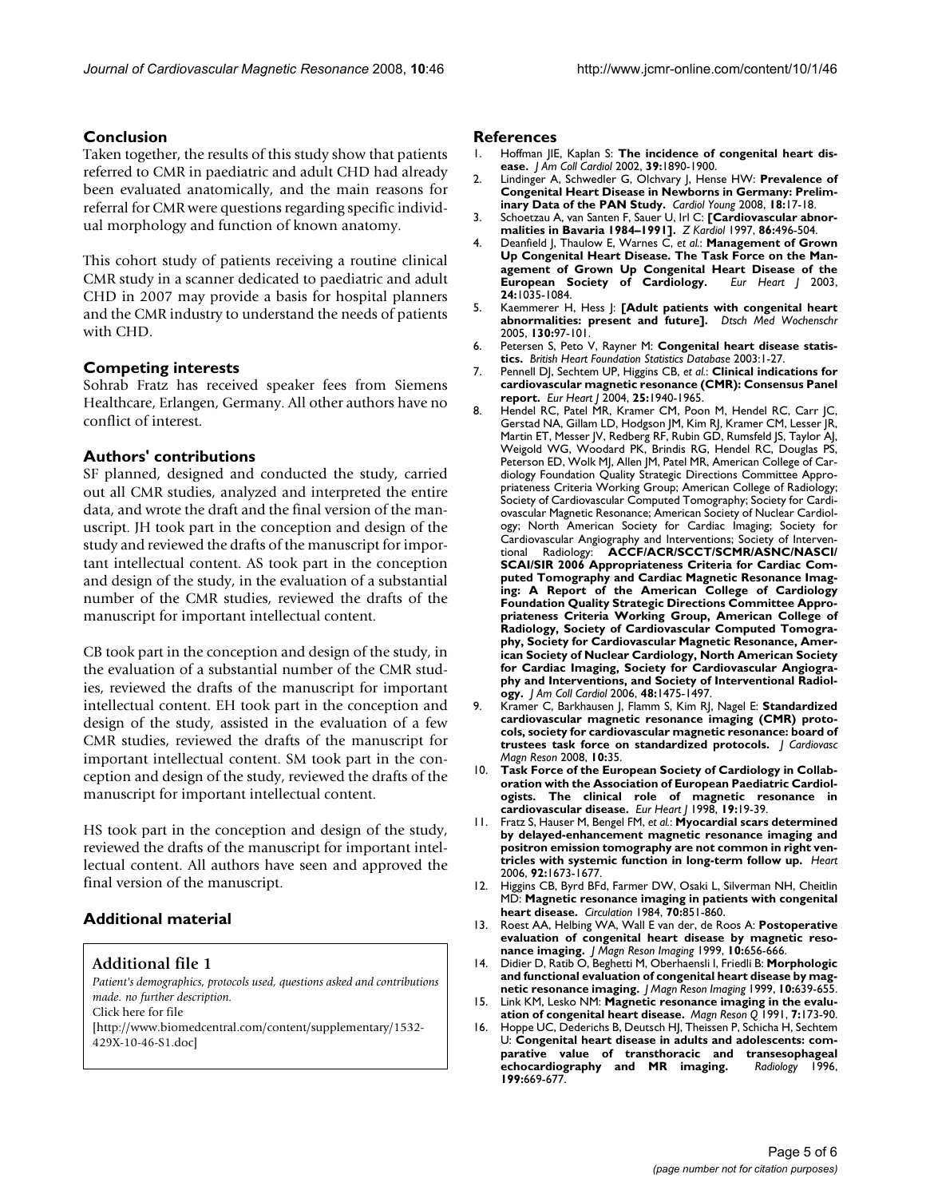## Conclusion

Taken together, the results of this study show that patients referred to CMR in paediatric and adult CHD had already been evaluated anatomically, and the main reasons for referral for CMR were questions regarding specific individual morphology and function of known anatomy.

This cohort study of patients receiving a routine clinical CMR study in a scanner dedicated to paediatric and adult CHD in 2007 may provide a basis for hospital planners and the CMR industry to understand the needs of patients with CHD.

## Competing interests

Sohrab Fratz has received speaker fees from Siemens Healthcare, Erlangen, Germany. All other authors have no conflict of interest.

## Authors' contributions

SF planned, designed and conducted the study, carried out all CMR studies, analyzed and interpreted the entire data, and wrote the draft and the final version of the manuscript. JH took part in the conception and design of the study and reviewed the drafts of the manuscript for important intellectual content. AS took part in the conception and design of the study, in the evaluation of a substantial number of the CMR studies, reviewed the drafts of the manuscript for important intellectual content.

CB took part in the conception and design of the study, in the evaluation of a substantial number of the CMR studies, reviewed the drafts of the manuscript for important intellectual content. EH took part in the conception and design of the study, assisted in the evaluation of a few CMR studies, reviewed the drafts of the manuscript for important intellectual content. SM took part in the conception and design of the study, reviewed the drafts of the manuscript for important intellectual content.

HS took part in the conception and design of the study, reviewed the drafts of the manuscript for important intellectual content. All authors have seen and approved the final version of the manuscript.

## Additional material

**Additional file 1**

*Patient's demographics, protocols used, questions asked and contributions made. no further description.*
Click here for file
[http://www.biomedcentral.com/content/supplementary/1532-429X-10-46-S1.doc]

## References

1. Hoffman JIE, Kaplan S: **The incidence of congenital heart disease.** *J Am Coll Cardiol* 2002, **39:**1890-1900.
2. Lindinger A, Schwedler G, Olchvary J, Hense HW: **Prevalence of Congenital Heart Disease in Newborns in Germany: Preliminary Data of the PAN Study.** *Cardiol Young* 2008, **18:**17-18.
3. Schoetzau A, van Santen F, Sauer U, Irl C: **[Cardiovascular abnormalities in Bavaria 1984–1991].** *Z Kardiol* 1997, **86:**496-504.
4. Deanfield J, Thaulow E, Warnes C, *et al.*: **Management of Grown Up Congenital Heart Disease. The Task Force on the Management of Grown Up Congenital Heart Disease of the European Society of Cardiology.** *Eur Heart J* 2003, **24:**1035-1084.
5. Kaemmerer H, Hess J: **[Adult patients with congenital heart abnormalities: present and future].** *Dtsch Med Wochenschr* 2005, **130:**97-101.
6. Petersen S, Peto V, Rayner M: **Congenital heart disease statistics.** *British Heart Foundation Statistics Database* 2003:1-27.
7. Pennell DJ, Sechtem UP, Higgins CB, *et al.*: **Clinical indications for cardiovascular magnetic resonance (CMR): Consensus Panel report.** *Eur Heart J* 2004, **25:**1940-1965.
8. Hendel RC, Patel MR, Kramer CM, Poon M, Hendel RC, Carr JC, Gerstad NA, Gillam LD, Hodgson JM, Kim RJ, Kramer CM, Lesser JR, Martin ET, Messer JV, Redberg RF, Rubin GD, Rumsfeld JS, Taylor AJ, Weigold WG, Woodard PK, Brindis RG, Hendel RC, Douglas PS, Peterson ED, Wolk MJ, Allen JM, Patel MR, American College of Cardiology Foundation Quality Strategic Directions Committee Appropriateness Criteria Working Group; American College of Radiology; Society of Cardiovascular Computed Tomography; Society for Cardiovascular Magnetic Resonance; American Society of Nuclear Cardiology; North American Society for Cardiac Imaging; Society for Cardiovascular Angiography and Interventions; Society of Interventional Radiology: **ACCF/ACR/SCCT/SCMR/ASNC/NASCI/SCAI/SIR 2006 Appropriateness Criteria for Cardiac Computed Tomography and Cardiac Magnetic Resonance Imaging: A Report of the American College of Cardiology Foundation Quality Strategic Directions Committee Appropriateness Criteria Working Group, American College of Radiology, Society of Cardiovascular Computed Tomography, Society for Cardiovascular Magnetic Resonance, American Society of Nuclear Cardiology, North American Society for Cardiac Imaging, Society for Cardiovascular Angiography and Interventions, and Society of Interventional Radiology.** *J Am Coll Cardiol* 2006, **48:**1475-1497.
9. Kramer C, Barkhausen J, Flamm S, Kim RJ, Nagel E: **Standardized cardiovascular magnetic resonance imaging (CMR) protocols, society for cardiovascular magnetic resonance: board of trustees task force on standardized protocols.** *J Cardiovasc Magn Reson* 2008, **10:**35.
10. **Task Force of the European Society of Cardiology in Collaboration with the Association of European Paediatric Cardiologists. The clinical role of magnetic resonance in cardiovascular disease.** *Eur Heart J* 1998, **19:**19-39.
11. Fratz S, Hauser M, Bengel FM, *et al.*: **Myocardial scars determined by delayed-enhancement magnetic resonance imaging and positron emission tomography are not common in right ventricles with systemic function in long-term follow up.** *Heart* 2006, **92:**1673-1677.
12. Higgins CB, Byrd BFd, Farmer DW, Osaki L, Silverman NH, Cheitlin MD: **Magnetic resonance imaging in patients with congenital heart disease.** *Circulation* 1984, **70:**851-860.
13. Roest AA, Helbing WA, Wall E van der, de Roos A: **Postoperative evaluation of congenital heart disease by magnetic resonance imaging.** *J Magn Reson Imaging* 1999, **10:**656-666.
14. Didier D, Ratib O, Beghetti M, Oberhaensli I, Friedli B: **Morphologic and functional evaluation of congenital heart disease by magnetic resonance imaging.** *J Magn Reson Imaging* 1999, **10:**639-655.
15. Link KM, Lesko NM: **Magnetic resonance imaging in the evaluation of congenital heart disease.** *Magn Reson Q* 1991, **7:**173-90.
16. Hoppe UC, Dederichs B, Deutsch HJ, Theissen P, Schicha H, Sechtem U: **Congenital heart disease in adults and adolescents: comparative value of transthoracic and transesophageal echocardiography and MR imaging.** *Radiology* 1996, **199:**669-677.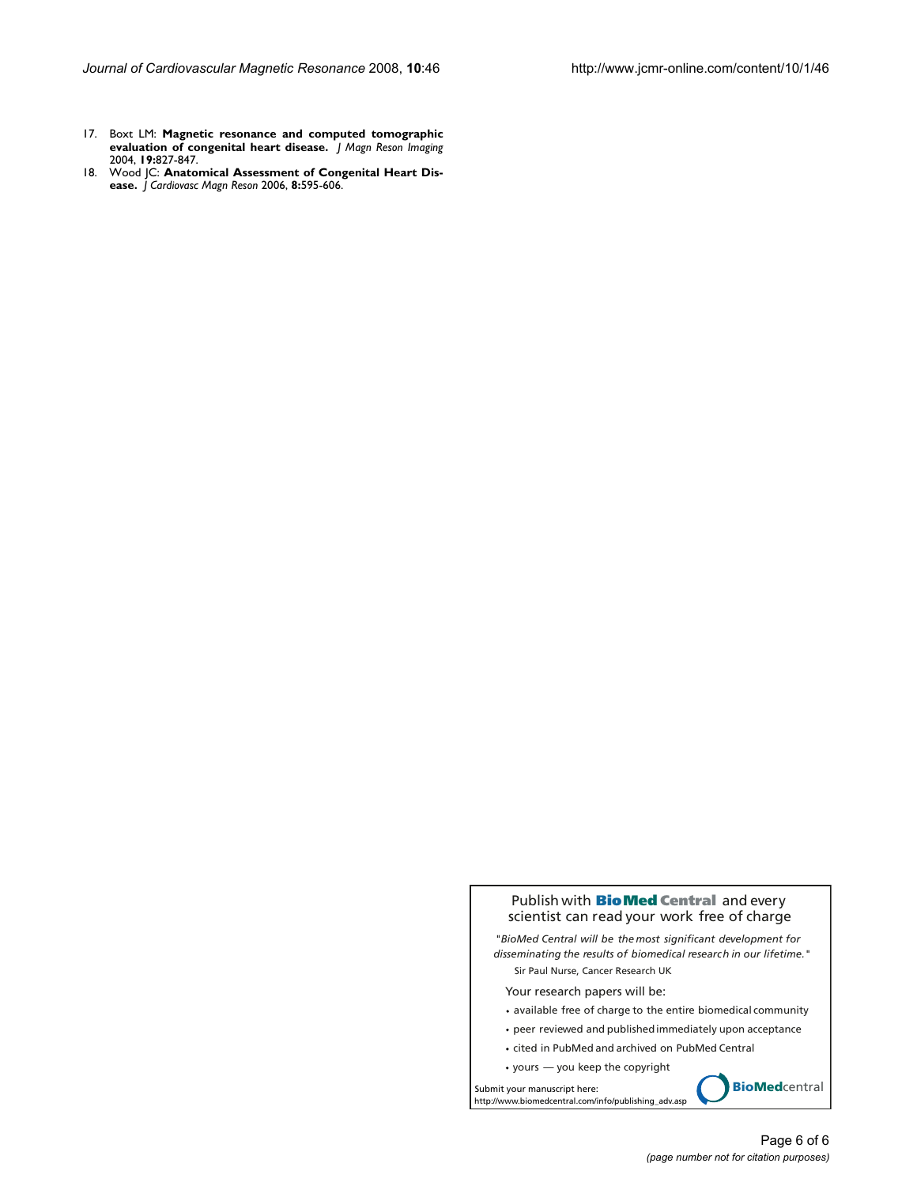17. Boxt LM: **Magnetic resonance and computed tomographic evaluation of congenital heart disease.** *J Magn Reson Imaging* 2004, **19:**827-847.
18. Wood JC: **Anatomical Assessment of Congenital Heart Disease.** *J Cardiovasc Magn Reson* 2006, **8:**595-606.

Publish with **BioMed Central** and every scientist can read your work free of charge

*"BioMed Central will be the most significant development for disseminating the results of biomedical research in our lifetime."*

Sir Paul Nurse, Cancer Research UK

Your research papers will be:

- available free of charge to the entire biomedical community
- peer reviewed and published immediately upon acceptance
- cited in PubMed and archived on PubMed Central
- yours — you keep the copyright

Submit your manuscript here:
http://www.biomedcentral.com/info/publishing_adv.asp

**BioMed**central